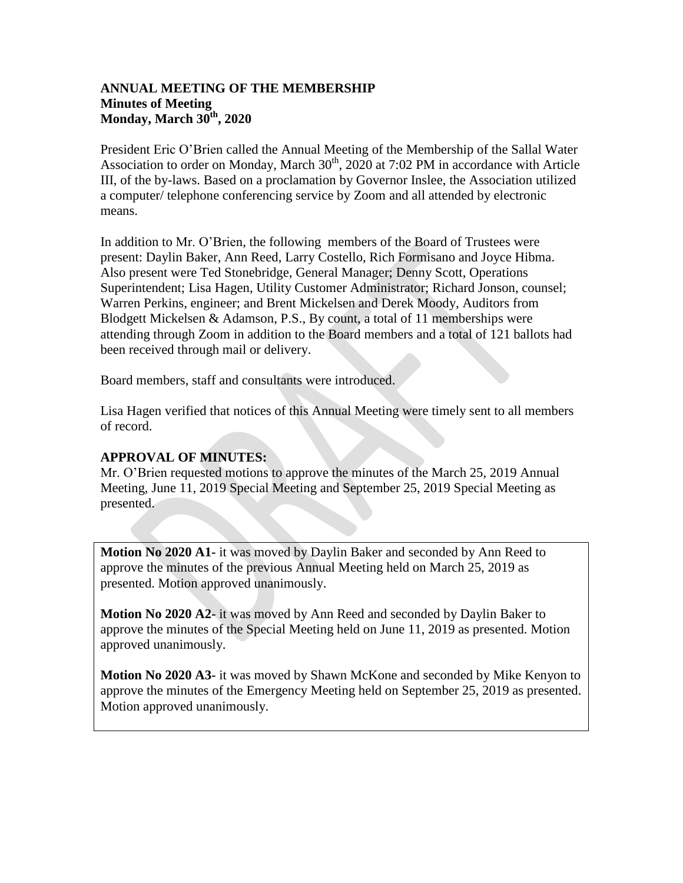**ANNUAL MEETING OF THE MEMBERSHIP**
**Minutes of Meeting**
**Monday, March 30th, 2020**

President Eric O'Brien called the Annual Meeting of the Membership of the Sallal Water Association to order on Monday, March 30th, 2020 at 7:02 PM in accordance with Article III, of the by-laws. Based on a proclamation by Governor Inslee, the Association utilized a computer/ telephone conferencing service by Zoom and all attended by electronic means.

In addition to Mr. O'Brien, the following members of the Board of Trustees were present: Daylin Baker, Ann Reed, Larry Costello, Rich Formisano and Joyce Hibma. Also present were Ted Stonebridge, General Manager; Denny Scott, Operations Superintendent; Lisa Hagen, Utility Customer Administrator; Richard Jonson, counsel; Warren Perkins, engineer; and Brent Mickelsen and Derek Moody, Auditors from Blodgett Mickelsen & Adamson, P.S., By count, a total of 11 memberships were attending through Zoom in addition to the Board members and a total of 121 ballots had been received through mail or delivery.

Board members, staff and consultants were introduced.

Lisa Hagen verified that notices of this Annual Meeting were timely sent to all members of record.

**APPROVAL OF MINUTES:**
Mr. O'Brien requested motions to approve the minutes of the March 25, 2019 Annual Meeting, June 11, 2019 Special Meeting and September 25, 2019 Special Meeting as presented.

**Motion No 2020 A1-** it was moved by Daylin Baker and seconded by Ann Reed to approve the minutes of the previous Annual Meeting held on March 25, 2019 as presented. Motion approved unanimously.

**Motion No 2020 A2-** it was moved by Ann Reed and seconded by Daylin Baker to approve the minutes of the Special Meeting held on June 11, 2019 as presented. Motion approved unanimously.

**Motion No 2020 A3-** it was moved by Shawn McKone and seconded by Mike Kenyon to approve the minutes of the Emergency Meeting held on September 25, 2019 as presented. Motion approved unanimously.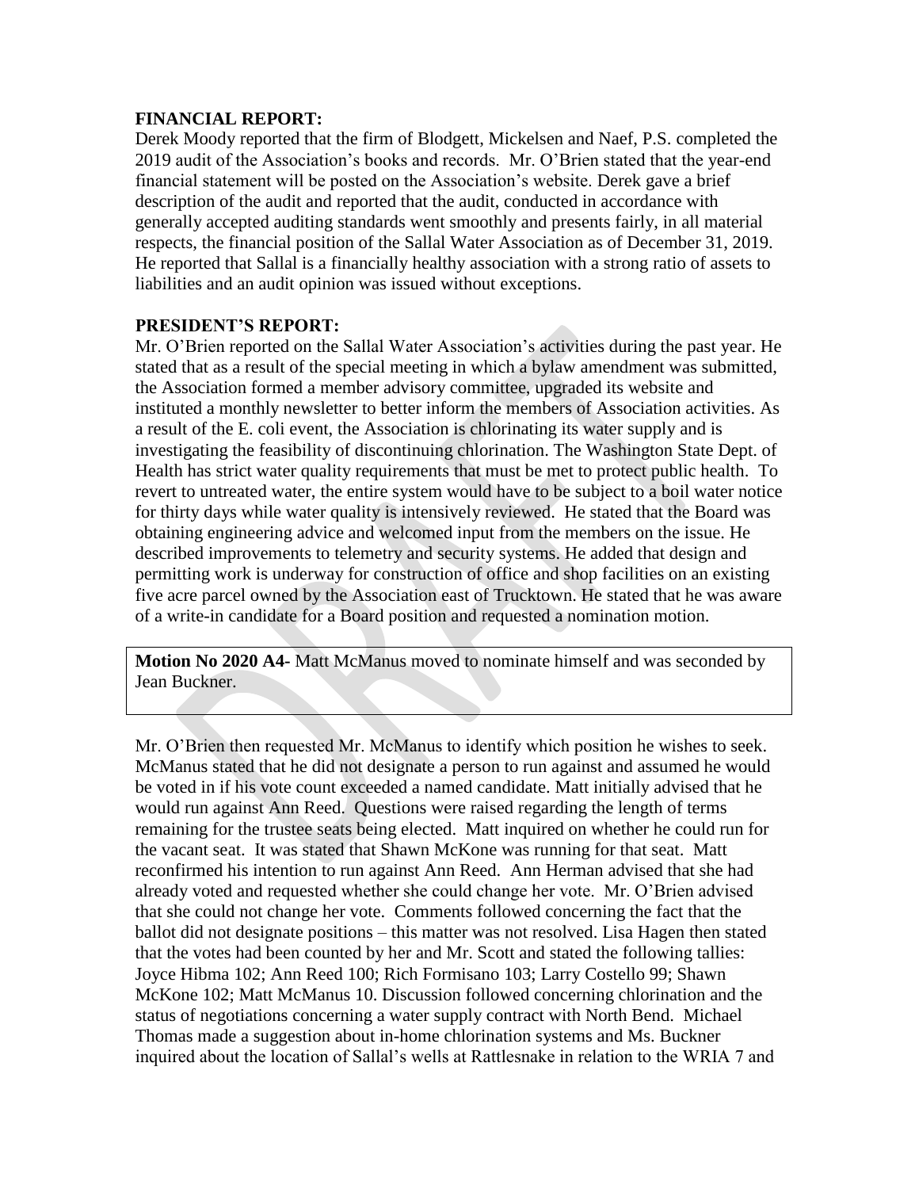**FINANCIAL REPORT:**

Derek Moody reported that the firm of Blodgett, Mickelsen and Naef, P.S. completed the 2019 audit of the Association's books and records. Mr. O'Brien stated that the year-end financial statement will be posted on the Association's website. Derek gave a brief description of the audit and reported that the audit, conducted in accordance with generally accepted auditing standards went smoothly and presents fairly, in all material respects, the financial position of the Sallal Water Association as of December 31, 2019. He reported that Sallal is a financially healthy association with a strong ratio of assets to liabilities and an audit opinion was issued without exceptions.

**PRESIDENT'S REPORT:**

Mr. O'Brien reported on the Sallal Water Association's activities during the past year. He stated that as a result of the special meeting in which a bylaw amendment was submitted, the Association formed a member advisory committee, upgraded its website and instituted a monthly newsletter to better inform the members of Association activities. As a result of the E. coli event, the Association is chlorinating its water supply and is investigating the feasibility of discontinuing chlorination. The Washington State Dept. of Health has strict water quality requirements that must be met to protect public health. To revert to untreated water, the entire system would have to be subject to a boil water notice for thirty days while water quality is intensively reviewed. He stated that the Board was obtaining engineering advice and welcomed input from the members on the issue. He described improvements to telemetry and security systems. He added that design and permitting work is underway for construction of office and shop facilities on an existing five acre parcel owned by the Association east of Trucktown. He stated that he was aware of a write-in candidate for a Board position and requested a nomination motion.

**Motion No 2020 A4-** Matt McManus moved to nominate himself and was seconded by Jean Buckner.

Mr. O'Brien then requested Mr. McManus to identify which position he wishes to seek. McManus stated that he did not designate a person to run against and assumed he would be voted in if his vote count exceeded a named candidate. Matt initially advised that he would run against Ann Reed. Questions were raised regarding the length of terms remaining for the trustee seats being elected. Matt inquired on whether he could run for the vacant seat. It was stated that Shawn McKone was running for that seat. Matt reconfirmed his intention to run against Ann Reed. Ann Herman advised that she had already voted and requested whether she could change her vote. Mr. O'Brien advised that she could not change her vote. Comments followed concerning the fact that the ballot did not designate positions – this matter was not resolved. Lisa Hagen then stated that the votes had been counted by her and Mr. Scott and stated the following tallies: Joyce Hibma 102; Ann Reed 100; Rich Formisano 103; Larry Costello 99; Shawn McKone 102; Matt McManus 10. Discussion followed concerning chlorination and the status of negotiations concerning a water supply contract with North Bend. Michael Thomas made a suggestion about in-home chlorination systems and Ms. Buckner inquired about the location of Sallal's wells at Rattlesnake in relation to the WRIA 7 and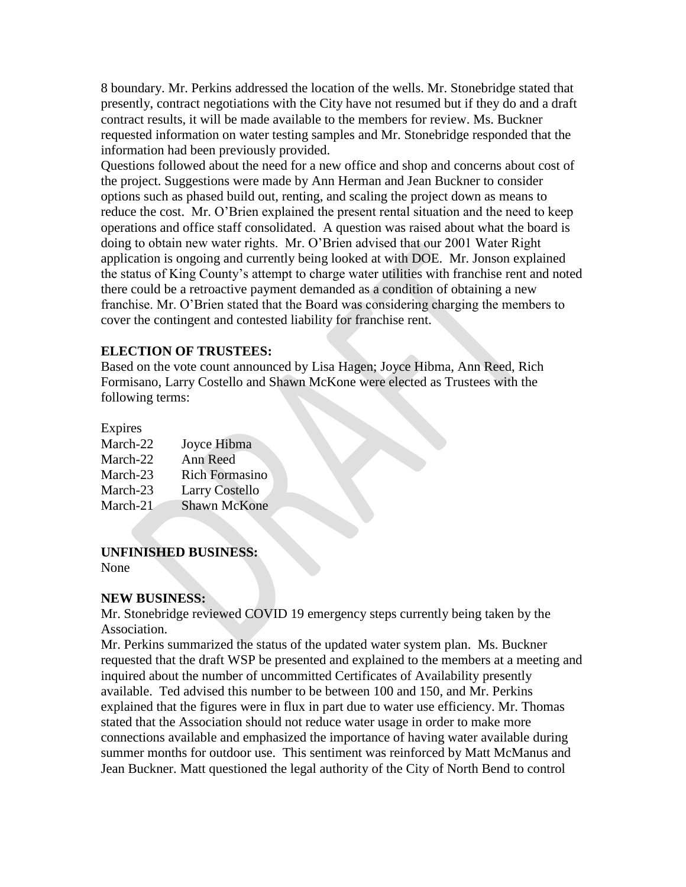8 boundary. Mr. Perkins addressed the location of the wells. Mr. Stonebridge stated that presently, contract negotiations with the City have not resumed but if they do and a draft contract results, it will be made available to the members for review. Ms. Buckner requested information on water testing samples and Mr. Stonebridge responded that the information had been previously provided.

Questions followed about the need for a new office and shop and concerns about cost of the project. Suggestions were made by Ann Herman and Jean Buckner to consider options such as phased build out, renting, and scaling the project down as means to reduce the cost. Mr. O'Brien explained the present rental situation and the need to keep operations and office staff consolidated. A question was raised about what the board is doing to obtain new water rights. Mr. O'Brien advised that our 2001 Water Right application is ongoing and currently being looked at with DOE. Mr. Jonson explained the status of King County's attempt to charge water utilities with franchise rent and noted there could be a retroactive payment demanded as a condition of obtaining a new franchise. Mr. O'Brien stated that the Board was considering charging the members to cover the contingent and contested liability for franchise rent.

**ELECTION OF TRUSTEES:**

Based on the vote count announced by Lisa Hagen; Joyce Hibma, Ann Reed, Rich Formisano, Larry Costello and Shawn McKone were elected as Trustees with the following terms:

| Expires | |
|---|---|
| March-22 | Joyce Hibma |
| March-22 | Ann Reed |
| March-23 | Rich Formasino |
| March-23 | Larry Costello |
| March-21 | Shawn McKone |

**UNFINISHED BUSINESS:**

None

**NEW BUSINESS:**

Mr. Stonebridge reviewed COVID 19 emergency steps currently being taken by the Association.

Mr. Perkins summarized the status of the updated water system plan. Ms. Buckner requested that the draft WSP be presented and explained to the members at a meeting and inquired about the number of uncommitted Certificates of Availability presently available. Ted advised this number to be between 100 and 150, and Mr. Perkins explained that the figures were in flux in part due to water use efficiency. Mr. Thomas stated that the Association should not reduce water usage in order to make more connections available and emphasized the importance of having water available during summer months for outdoor use. This sentiment was reinforced by Matt McManus and Jean Buckner. Matt questioned the legal authority of the City of North Bend to control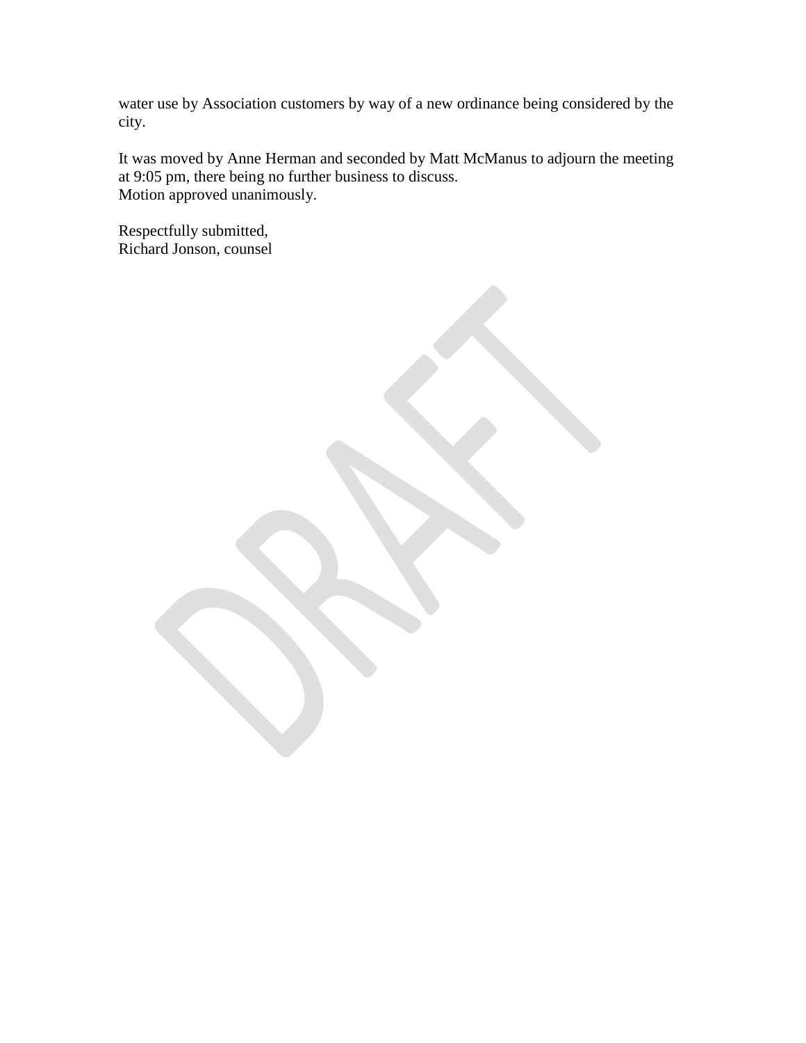water use by Association customers by way of a new ordinance being considered by the city.

It was moved by Anne Herman and seconded by Matt McManus to adjourn the meeting at 9:05 pm, there being no further business to discuss.
Motion approved unanimously.

Respectfully submitted,
Richard Jonson, counsel

DRAFT